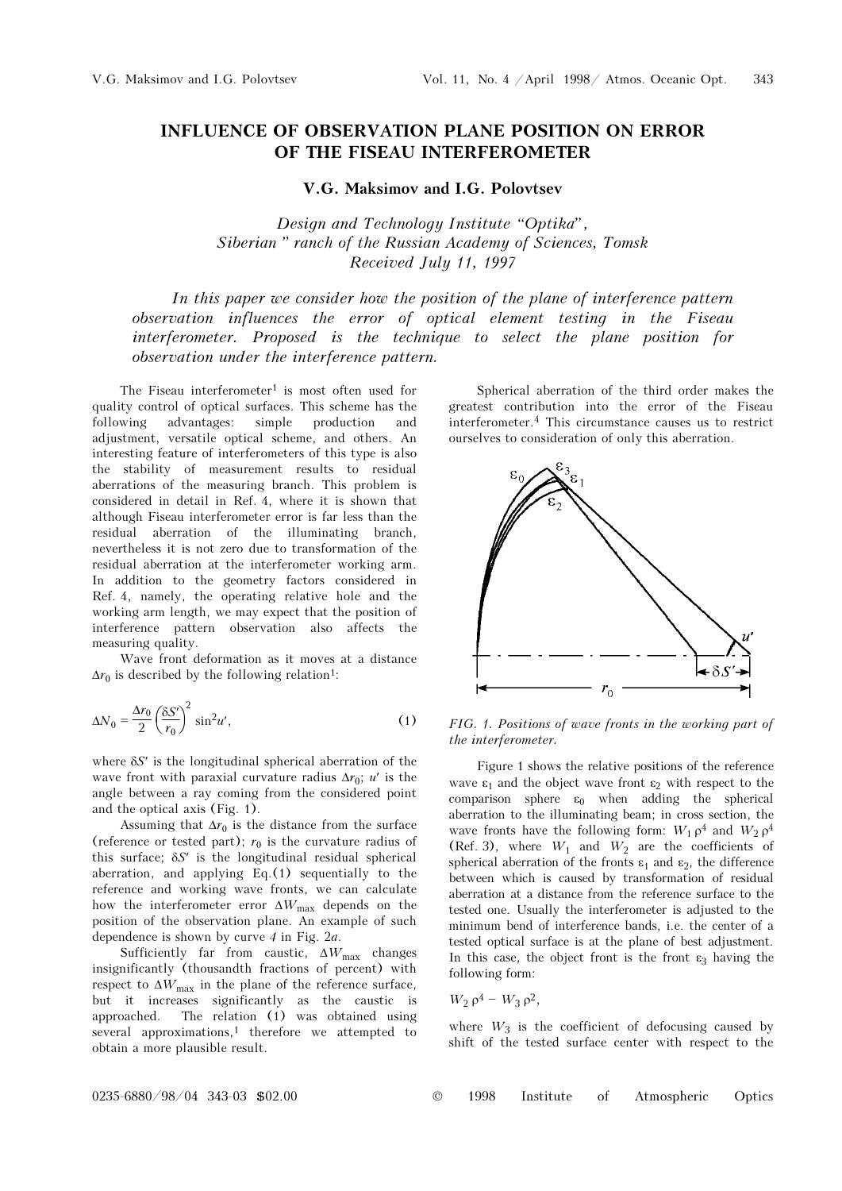# INFLUENCE OF OBSERVATION PLANE POSITION ON ERROR OF THE FISEAU INTERFEROMETER

**V.G. Maksimov and I.G. Polovtsev**

*Design and Technology Institute "Optika", Siberian " ranch of the Russian Academy of Sciences, Tomsk*
*Received July 11, 1997*

*In this paper we consider how the position of the plane of interference pattern observation influences the error of optical element testing in the Fiseau interferometer. Proposed is the technique to select the plane position for observation under the interference pattern.*

The Fiseau interferometer[1] is most often used for quality control of optical surfaces. This scheme has the following advantages: simple production and adjustment, versatile optical scheme, and others. An interesting feature of interferometers of this type is also the stability of measurement results to residual aberrations of the measuring branch. This problem is considered in detail in Ref. 4, where it is shown that although Fiseau interferometer error is far less than the residual aberration of the illuminating branch, nevertheless it is not zero due to transformation of the residual aberration at the interferometer working arm. In addition to the geometry factors considered in Ref. 4, namely, the operating relative hole and the working arm length, we may expect that the position of interference pattern observation also affects the measuring quality.

Wave front deformation as it moves at a distance $\Delta r_0$ is described by the following relation[1]:

$$\Delta N_0 = \frac{\Delta r_0}{2} \left(\frac{\delta S'}{r_0}\right)^2 \sin^2 u', \tag{1}$$

where $\delta S'$ is the longitudinal spherical aberration of the wave front with paraxial curvature radius $\Delta r_0$; $u'$ is the angle between a ray coming from the considered point and the optical axis (Fig. 1).

Assuming that $\Delta r_0$ is the distance from the surface (reference or tested part); $r_0$ is the curvature radius of this surface; $\delta S'$ is the longitudinal residual spherical aberration, and applying Eq.(1) sequentially to the reference and working wave fronts, we can calculate how the interferometer error $\Delta W_{max}$ depends on the position of the observation plane. An example of such dependence is shown by curve *4* in Fig. 2*a*.

Sufficiently far from caustic, $\Delta W_{max}$ changes insignificantly (thousandth fractions of percent) with respect to $\Delta W_{max}$ in the plane of the reference surface, but it increases significantly as the caustic is approached. The relation (1) was obtained using several approximations,[1] therefore we attempted to obtain a more plausible result.

Spherical aberration of the third order makes the greatest contribution into the error of the Fiseau interferometer.[4] This circumstance causes us to restrict ourselves to consideration of only this aberration.

*FIG. 1. Positions of wave fronts in the working part of the interferometer.*

Figure 1 shows the relative positions of the reference wave $\varepsilon_1$ and the object wave front $\varepsilon_2$ with respect to the comparison sphere $\varepsilon_0$ when adding the spherical aberration to the illuminating beam; in cross section, the wave fronts have the following form: $W_1 \rho^4$ and $W_2 \rho^4$ (Ref. 3), where $W_1$ and $W_2$ are the coefficients of spherical aberration of the fronts $\varepsilon_1$ and $\varepsilon_2$, the difference between which is caused by transformation of residual aberration at a distance from the reference surface to the tested one. Usually the interferometer is adjusted to the minimum bend of interference bands, i.e. the center of a tested optical surface is at the plane of best adjustment. In this case, the object front is the front $\varepsilon_3$ having the following form:

$$W_2 \rho^4 - W_3 \rho^2,$$

where $W_3$ is the coefficient of defocusing caused by shift of the tested surface center with respect to the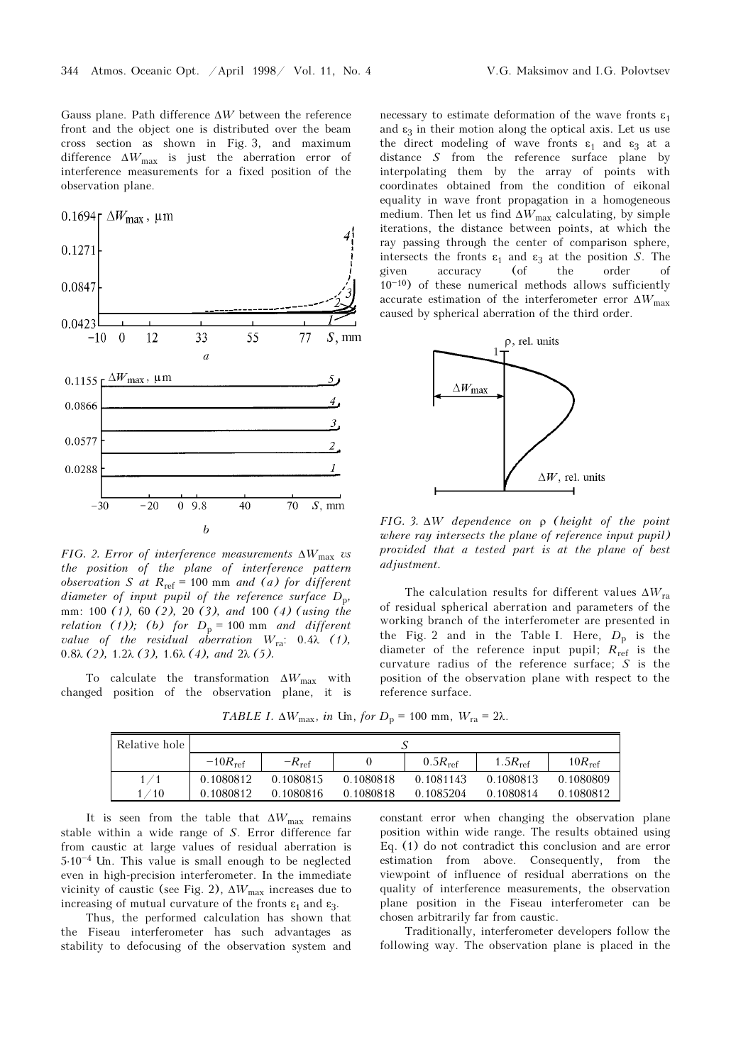Gauss plane. Path difference $\Delta W$ between the reference front and the object one is distributed over the beam cross section as shown in Fig. 3, and maximum difference $\Delta W_{max}$ is just the aberration error of interference measurements for a fixed position of the observation plane.

*FIG. 2. Error of interference measurements $\Delta W_{max}$ vs the position of the plane of interference pattern observation S at $R_{ref}$ = 100 mm and (a) for different diameter of input pupil of the reference surface $D_p$,* mm: 100 *(1),* 60 *(2),* 20 *(3), and* 100 *(4) (using the relation (1)); (b) for $D_p$ = 100 mm and different value of the residual aberration $W_{ra}$:* 0.4λ *(1),* 0.8λ *(2),* 1.2λ *(3),* 1.6λ *(4), and* 2λ *(5).*

To calculate the transformation $\Delta W_{max}$ with changed position of the observation plane, it is necessary to estimate deformation of the wave fronts $\varepsilon_1$ and $\varepsilon_3$ in their motion along the optical axis. Let us use the direct modeling of wave fronts $\varepsilon_1$ and $\varepsilon_3$ at a distance $S$ from the reference surface plane by interpolating them by the array of points with coordinates obtained from the condition of eikonal equality in wave front propagation in a homogeneous medium. Then let us find $\Delta W_{max}$ calculating, by simple iterations, the distance between points, at which the ray passing through the center of comparison sphere, intersects the fronts $\varepsilon_1$ and $\varepsilon_3$ at the position $S$. The given accuracy (of the order of $10^{-10}$) of these numerical methods allows sufficiently accurate estimation of the interferometer error $\Delta W_{max}$ caused by spherical aberration of the third order.

*FIG. 3. $\Delta W$ dependence on ρ (height of the point where ray intersects the plane of reference input pupil) provided that a tested part is at the plane of best adjustment.*

The calculation results for different values $\Delta W_{ra}$ of residual spherical aberration and parameters of the working branch of the interferometer are presented in the Fig. 2 and in the Table I. Here, $D_p$ is the diameter of the reference input pupil; $R_{ref}$ is the curvature radius of the reference surface; $S$ is the position of the observation plane with respect to the reference surface.

*TABLE I. $\Delta W_{max}$, in* Um, *for $D_p$ = 100 mm, $W_{ra}$ = 2λ.*

| Relative hole | S | | | | | |
|---|---|---|---|---|---|---|
| | $-10R_{ref}$ | $-R_{ref}$ | 0 | $0.5R_{ref}$ | $1.5R_{ref}$ | $10R_{ref}$ |
| 1/1 | 0.1080812 | 0.1080815 | 0.1080818 | 0.1081143 | 0.1080813 | 0.1080809 |
| 1/10 | 0.1080812 | 0.1080816 | 0.1080818 | 0.1085204 | 0.1080814 | 0.1080812 |

It is seen from the table that $\Delta W_{max}$ remains stable within a wide range of $S$. Error difference far from caustic at large values of residual aberration is $5\cdot10^{-4}$ Um. This value is small enough to be neglected even in high-precision interferometer. In the immediate vicinity of caustic (see Fig. 2), $\Delta W_{max}$ increases due to increasing of mutual curvature of the fronts $\varepsilon_1$ and $\varepsilon_3$.

Thus, the performed calculation has shown that the Fiseau interferometer has such advantages as stability to defocusing of the observation system and constant error when changing the observation plane position within wide range. The results obtained using Eq. (1) do not contradict this conclusion and are error estimation from above. Consequently, from the viewpoint of influence of residual aberrations on the quality of interference measurements, the observation plane position in the Fiseau interferometer can be chosen arbitrarily far from caustic.

Traditionally, interferometer developers follow the following way. The observation plane is placed in the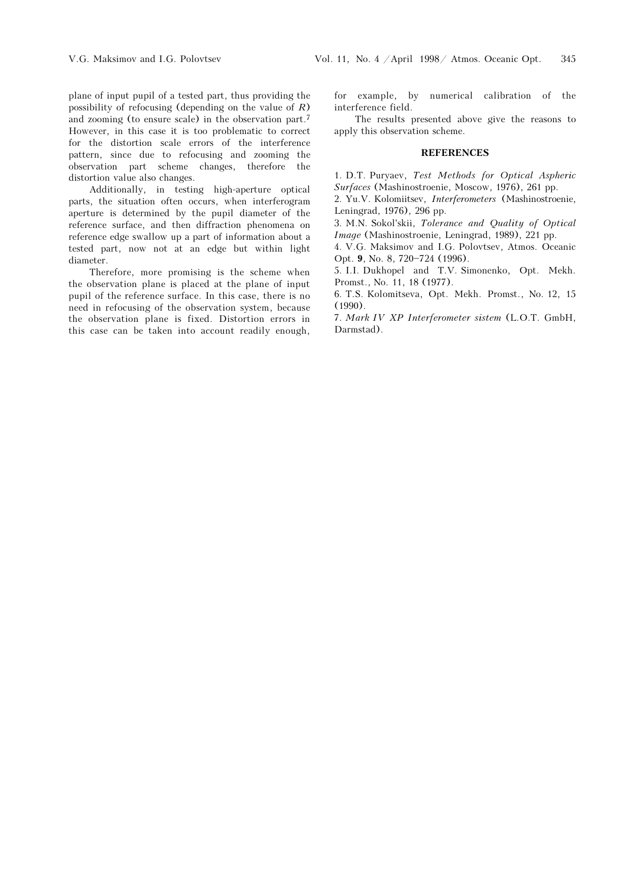plane of input pupil of a tested part, thus providing the possibility of refocusing (depending on the value of $R$) and zooming (to ensure scale) in the observation part.[7] However, in this case it is too problematic to correct for the distortion scale errors of the interference pattern, since due to refocusing and zooming the observation part scheme changes, therefore the distortion value also changes.

Additionally, in testing high-aperture optical parts, the situation often occurs, when interferogram aperture is determined by the pupil diameter of the reference surface, and then diffraction phenomena on reference edge swallow up a part of information about a tested part, now not at an edge but within light diameter.

Therefore, more promising is the scheme when the observation plane is placed at the plane of input pupil of the reference surface. In this case, there is no need in refocusing of the observation system, because the observation plane is fixed. Distortion errors in this case can be taken into account readily enough, for example, by numerical calibration of the interference field.

The results presented above give the reasons to apply this observation scheme.

## REFERENCES

1. D.T. Puryaev, *Test Methods for Optical Aspheric Surfaces* (Mashinostroenie, Moscow, 1976), 261 pp.
2. Yu.V. Kolomiitsev, *Interferometers* (Mashinostroenie, Leningrad, 1976), 296 pp.
3. M.N. Sokol'skii, *Tolerance and Quality of Optical Image* (Mashinostroenie, Leningrad, 1989), 221 pp.
4. V.G. Maksimov and I.G. Polovtsev, Atmos. Oceanic Opt. **9**, No. 8, 720–724 (1996).
5. I.I. Dukhopel and T.V. Simonenko, Opt. Mekh. Promst., No. 11, 18 (1977).
6. T.S. Kolomitseva, Opt. Mekh. Promst., No. 12, 15 (1990).
7. *Mark IV XP Interferometer sistem* (L.O.T. GmbH, Darmstad).